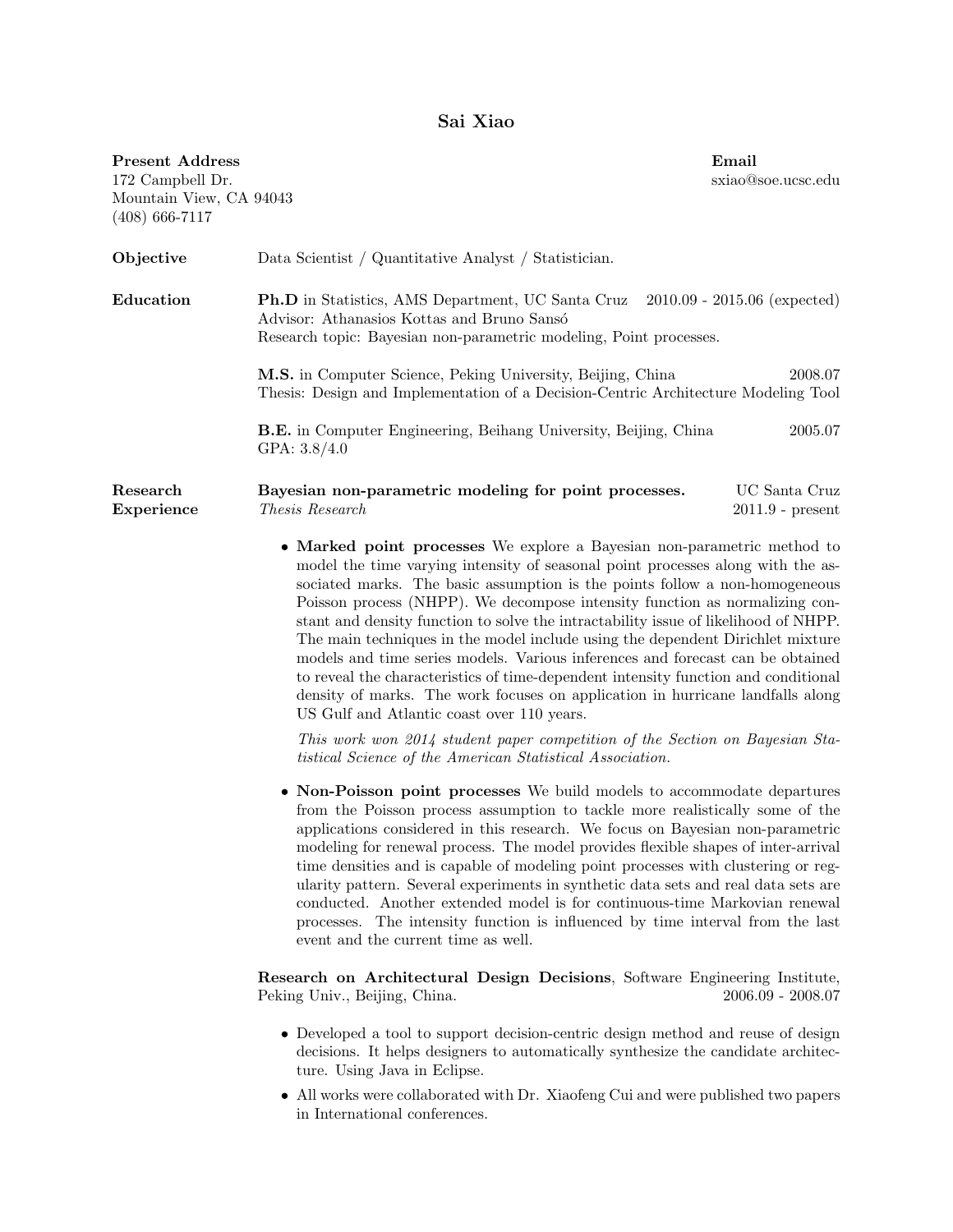# Sai Xiao

**Present Address**
172 Campbell Dr.
Mountain View, CA 94043
(408) 666-7117

**Email**
sxiao@soe.ucsc.edu

## Objective

Data Scientist / Quantitative Analyst / Statistician.

## Education

**Ph.D** in Statistics, AMS Department, UC Santa Cruz — 2010.09 - 2015.06 (expected)
Advisor: Athanasios Kottas and Bruno Sansó
Research topic: Bayesian non-parametric modeling, Point processes.

**M.S.** in Computer Science, Peking University, Beijing, China — 2008.07
Thesis: Design and Implementation of a Decision-Centric Architecture Modeling Tool

**B.E.** in Computer Engineering, Beihang University, Beijing, China — 2005.07
GPA: 3.8/4.0

## Research Experience

**Bayesian non-parametric modeling for point processes.** — UC Santa Cruz
*Thesis Research* — 2011.9 - present

- **Marked point processes** We explore a Bayesian non-parametric method to model the time varying intensity of seasonal point processes along with the associated marks. The basic assumption is the points follow a non-homogeneous Poisson process (NHPP). We decompose intensity function as normalizing constant and density function to solve the intractability issue of likelihood of NHPP. The main techniques in the model include using the dependent Dirichlet mixture models and time series models. Various inferences and forecast can be obtained to reveal the characteristics of time-dependent intensity function and conditional density of marks. The work focuses on application in hurricane landfalls along US Gulf and Atlantic coast over 110 years.

  *This work won 2014 student paper competition of the Section on Bayesian Statistical Science of the American Statistical Association.*

- **Non-Poisson point processes** We build models to accommodate departures from the Poisson process assumption to tackle more realistically some of the applications considered in this research. We focus on Bayesian non-parametric modeling for renewal process. The model provides flexible shapes of inter-arrival time densities and is capable of modeling point processes with clustering or regularity pattern. Several experiments in synthetic data sets and real data sets are conducted. Another extended model is for continuous-time Markovian renewal processes. The intensity function is influenced by time interval from the last event and the current time as well.

**Research on Architectural Design Decisions**, Software Engineering Institute, Peking Univ., Beijing, China. — 2006.09 - 2008.07

- Developed a tool to support decision-centric design method and reuse of design decisions. It helps designers to automatically synthesize the candidate architecture. Using Java in Eclipse.
- All works were collaborated with Dr. Xiaofeng Cui and were published two papers in International conferences.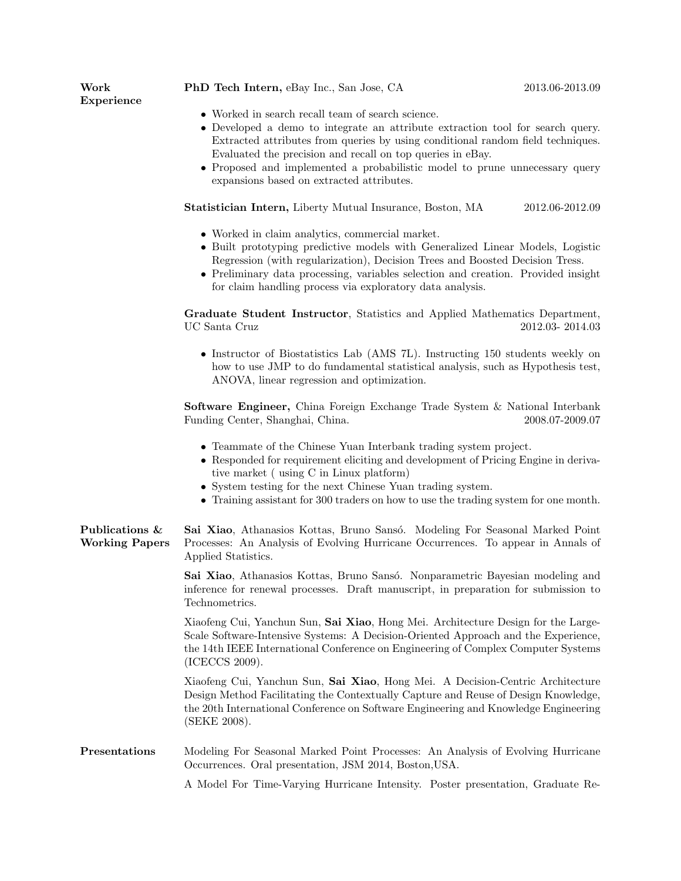## Work Experience

**PhD Tech Intern,** eBay Inc., San Jose, CA — 2013.06-2013.09

- Worked in search recall team of search science.
- Developed a demo to integrate an attribute extraction tool for search query. Extracted attributes from queries by using conditional random field techniques. Evaluated the precision and recall on top queries in eBay.
- Proposed and implemented a probabilistic model to prune unnecessary query expansions based on extracted attributes.

**Statistician Intern,** Liberty Mutual Insurance, Boston, MA — 2012.06-2012.09

- Worked in claim analytics, commercial market.
- Built prototyping predictive models with Generalized Linear Models, Logistic Regression (with regularization), Decision Trees and Boosted Decision Tress.
- Preliminary data processing, variables selection and creation. Provided insight for claim handling process via exploratory data analysis.

**Graduate Student Instructor**, Statistics and Applied Mathematics Department, UC Santa Cruz — 2012.03- 2014.03

- Instructor of Biostatistics Lab (AMS 7L). Instructing 150 students weekly on how to use JMP to do fundamental statistical analysis, such as Hypothesis test, ANOVA, linear regression and optimization.

**Software Engineer,** China Foreign Exchange Trade System & National Interbank Funding Center, Shanghai, China. — 2008.07-2009.07

- Teammate of the Chinese Yuan Interbank trading system project.
- Responded for requirement eliciting and development of Pricing Engine in derivative market ( using C in Linux platform)
- System testing for the next Chinese Yuan trading system.
- Training assistant for 300 traders on how to use the trading system for one month.

## Publications & Working Papers

**Sai Xiao**, Athanasios Kottas, Bruno Sansó. Modeling For Seasonal Marked Point Processes: An Analysis of Evolving Hurricane Occurrences. To appear in Annals of Applied Statistics.

**Sai Xiao**, Athanasios Kottas, Bruno Sansó. Nonparametric Bayesian modeling and inference for renewal processes. Draft manuscript, in preparation for submission to Technometrics.

Xiaofeng Cui, Yanchun Sun, **Sai Xiao**, Hong Mei. Architecture Design for the Large-Scale Software-Intensive Systems: A Decision-Oriented Approach and the Experience, the 14th IEEE International Conference on Engineering of Complex Computer Systems (ICECCS 2009).

Xiaofeng Cui, Yanchun Sun, **Sai Xiao**, Hong Mei. A Decision-Centric Architecture Design Method Facilitating the Contextually Capture and Reuse of Design Knowledge, the 20th International Conference on Software Engineering and Knowledge Engineering (SEKE 2008).

## Presentations

Modeling For Seasonal Marked Point Processes: An Analysis of Evolving Hurricane Occurrences. Oral presentation, JSM 2014, Boston,USA.

A Model For Time-Varying Hurricane Intensity. Poster presentation, Graduate Re-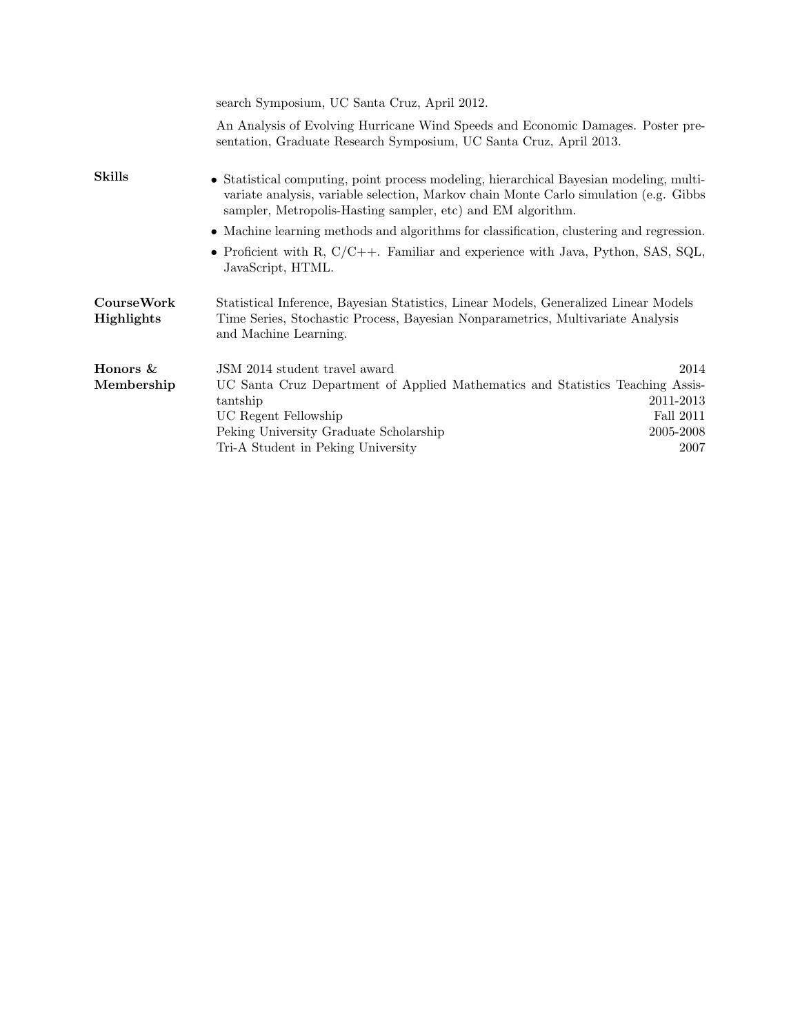search Symposium, UC Santa Cruz, April 2012.

An Analysis of Evolving Hurricane Wind Speeds and Economic Damages. Poster presentation, Graduate Research Symposium, UC Santa Cruz, April 2013.

## Skills

- Statistical computing, point process modeling, hierarchical Bayesian modeling, multivariate analysis, variable selection, Markov chain Monte Carlo simulation (e.g. Gibbs sampler, Metropolis-Hasting sampler, etc) and EM algorithm.
- Machine learning methods and algorithms for classification, clustering and regression.
- Proficient with R, C/C++. Familiar and experience with Java, Python, SAS, SQL, JavaScript, HTML.

## CourseWork Highlights

Statistical Inference, Bayesian Statistics, Linear Models, Generalized Linear Models Time Series, Stochastic Process, Bayesian Nonparametrics, Multivariate Analysis and Machine Learning.

## Honors & Membership

| | |
|---|---|
| JSM 2014 student travel award | 2014 |
| UC Santa Cruz Department of Applied Mathematics and Statistics Teaching Assistantship | 2011-2013 |
| UC Regent Fellowship | Fall 2011 |
| Peking University Graduate Scholarship | 2005-2008 |
| Tri-A Student in Peking University | 2007 |